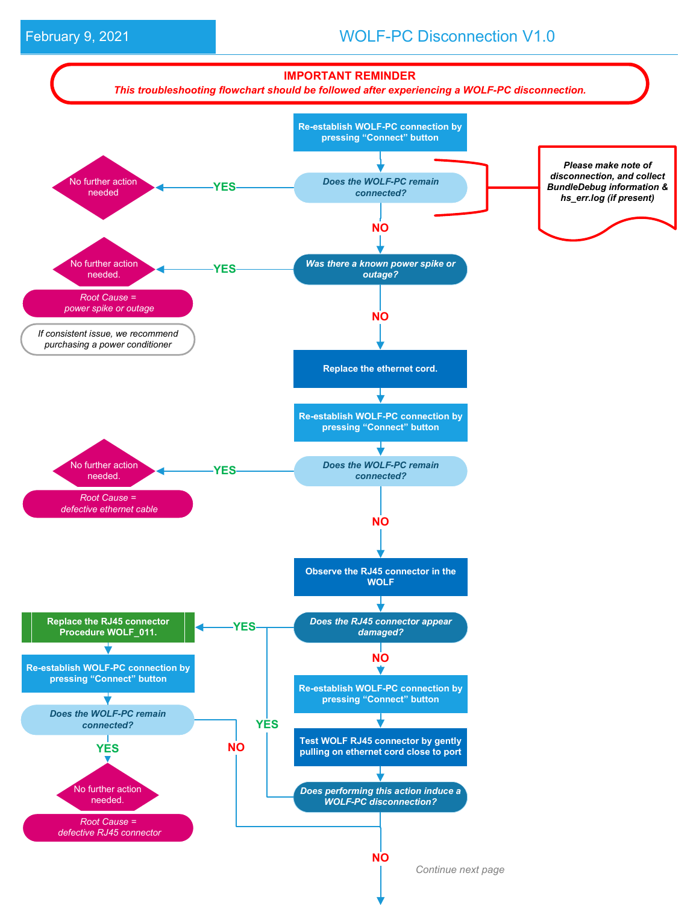February 9, 2021

# WOLF-PC Disconnection V1.0

**IMPORTANT REMINDER**

***This troubleshooting flowchart should be followed after experiencing a WOLF-PC disconnection.***

**Re-establish WOLF-PC connection by pressing "Connect" button**

***Does the WOLF-PC remain connected?***

*Please make note of disconnection, and collect BundleDebug information & hs_err.log (if present)*

- **YES** → No further action needed
- **NO** ↓

***Was there a known power spike or outage?***

- **YES** → No further action needed.
  - *Root Cause = power spike or outage*
  - *If consistent issue, we recommend purchasing a power conditioner*
- **NO** ↓

**Replace the ethernet cord.**

**Re-establish WOLF-PC connection by pressing "Connect" button**

***Does the WOLF-PC remain connected?***

- **YES** → No further action needed.
  - *Root Cause = defective ethernet cable*
- **NO** ↓

**Observe the RJ45 connector in the WOLF**

***Does the RJ45 connector appear damaged?***

- **YES** → **Replace the RJ45 connector Procedure WOLF_011.**
  - **Re-establish WOLF-PC connection by pressing "Connect" button**
  - ***Does the WOLF-PC remain connected?***
    - **YES** → No further action needed.
      - *Root Cause = defective RJ45 connector*
    - **NO** → continue ↓
- **NO** ↓

**Re-establish WOLF-PC connection by pressing "Connect" button**

**Test WOLF RJ45 connector by gently pulling on ethernet cord close to port**

***Does performing this action induce a WOLF-PC disconnection?***

- **YES** → **Replace the RJ45 connector Procedure WOLF_011.**
- **NO** ↓

*Continue next page*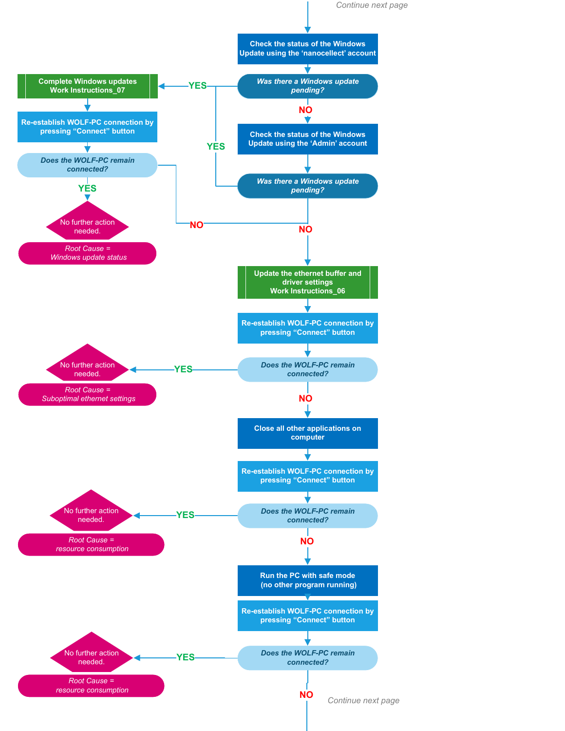*Continue next page*

**Check the status of the Windows Update using the 'nanocellect' account**

*Was there a Windows update pending?*

- **YES** → **Complete Windows updates Work Instructions_07**
  - **Re-establish WOLF-PC connection by pressing "Connect" button**
  - *Does the WOLF-PC remain connected?*
    - **YES** → No further action needed. *Root Cause = Windows update status*
    - **NO** → **Update the ethernet buffer and driver settings Work Instructions_06**
- **NO** → **Check the status of the Windows Update using the 'Admin' account**

*Was there a Windows update pending?*

- **YES** → **Complete Windows updates Work Instructions_07**
- **NO** → **Update the ethernet buffer and driver settings Work Instructions_06**

**Update the ethernet buffer and driver settings Work Instructions_06**

**Re-establish WOLF-PC connection by pressing "Connect" button**

*Does the WOLF-PC remain connected?*

- **YES** → No further action needed. *Root Cause = Suboptimal ethernet settings*
- **NO** → **Close all other applications on computer**

**Close all other applications on computer**

**Re-establish WOLF-PC connection by pressing "Connect" button**

*Does the WOLF-PC remain connected?*

- **YES** → No further action needed. *Root Cause = resource consumption*
- **NO** → **Run the PC with safe mode (no other program running)**

**Run the PC with safe mode (no other program running)**

**Re-establish WOLF-PC connection by pressing "Connect" button**

*Does the WOLF-PC remain connected?*

- **YES** → No further action needed. *Root Cause = resource consumption*
- **NO** → *Continue next page*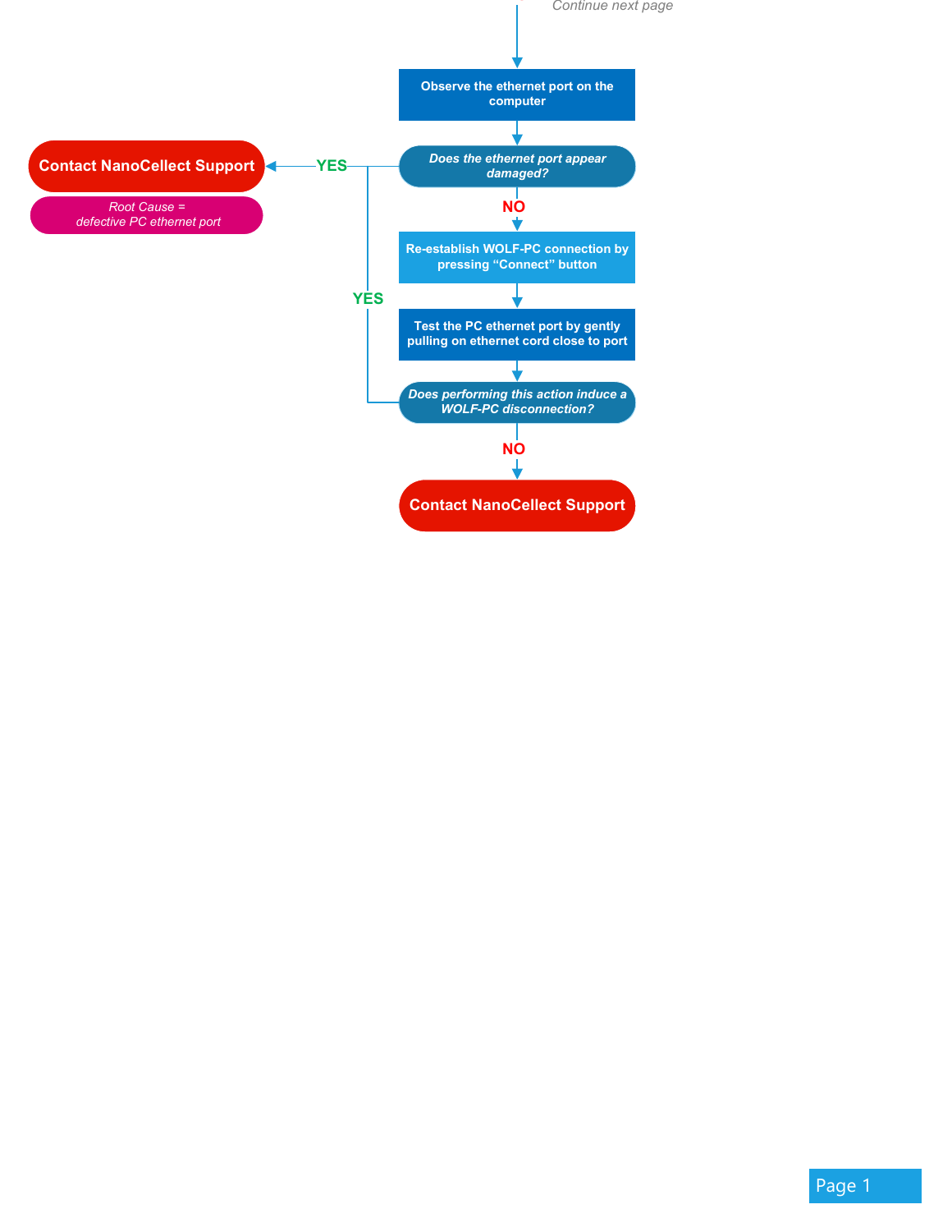Continue next page

Observe the ethernet port on the computer

*Does the ethernet port appear damaged?*

YES → **Contact NanoCellect Support**

*Root Cause = defective PC ethernet port*

NO

Re-establish WOLF-PC connection by pressing “Connect” button

Test the PC ethernet port by gently pulling on ethernet cord close to port

*Does performing this action induce a WOLF-PC disconnection?*

YES → **Contact NanoCellect Support**

NO

**Contact NanoCellect Support**